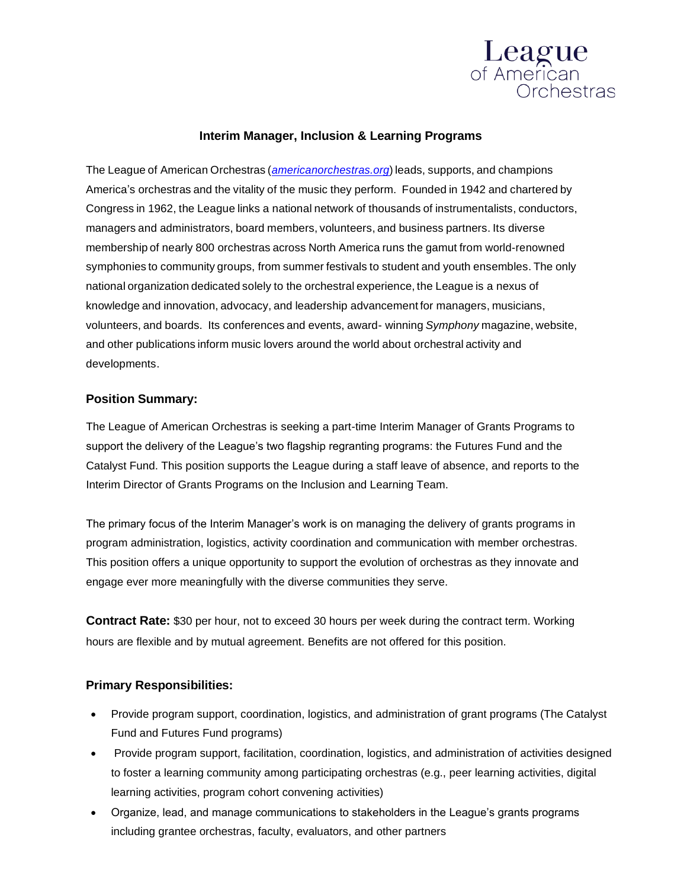League of American Orchestras

# Interim Manager, Inclusion & Learning Programs

The League of American Orchestras (*americanorchestras.org*) leads, supports, and champions America's orchestras and the vitality of the music they perform. Founded in 1942 and chartered by Congress in 1962, the League links a national network of thousands of instrumentalists, conductors, managers and administrators, board members, volunteers, and business partners. Its diverse membership of nearly 800 orchestras across North America runs the gamut from world-renowned symphonies to community groups, from summer festivals to student and youth ensembles. The only national organization dedicated solely to the orchestral experience, the League is a nexus of knowledge and innovation, advocacy, and leadership advancement for managers, musicians, volunteers, and boards. Its conferences and events, award- winning *Symphony* magazine, website, and other publications inform music lovers around the world about orchestral activity and developments.

## Position Summary:

The League of American Orchestras is seeking a part-time Interim Manager of Grants Programs to support the delivery of the League's two flagship regranting programs: the Futures Fund and the Catalyst Fund. This position supports the League during a staff leave of absence, and reports to the Interim Director of Grants Programs on the Inclusion and Learning Team.

The primary focus of the Interim Manager's work is on managing the delivery of grants programs in program administration, logistics, activity coordination and communication with member orchestras. This position offers a unique opportunity to support the evolution of orchestras as they innovate and engage ever more meaningfully with the diverse communities they serve.

**Contract Rate:** $30 per hour, not to exceed 30 hours per week during the contract term. Working hours are flexible and by mutual agreement. Benefits are not offered for this position.

## Primary Responsibilities:

- Provide program support, coordination, logistics, and administration of grant programs (The Catalyst Fund and Futures Fund programs)
- Provide program support, facilitation, coordination, logistics, and administration of activities designed to foster a learning community among participating orchestras (e.g., peer learning activities, digital learning activities, program cohort convening activities)
- Organize, lead, and manage communications to stakeholders in the League's grants programs including grantee orchestras, faculty, evaluators, and other partners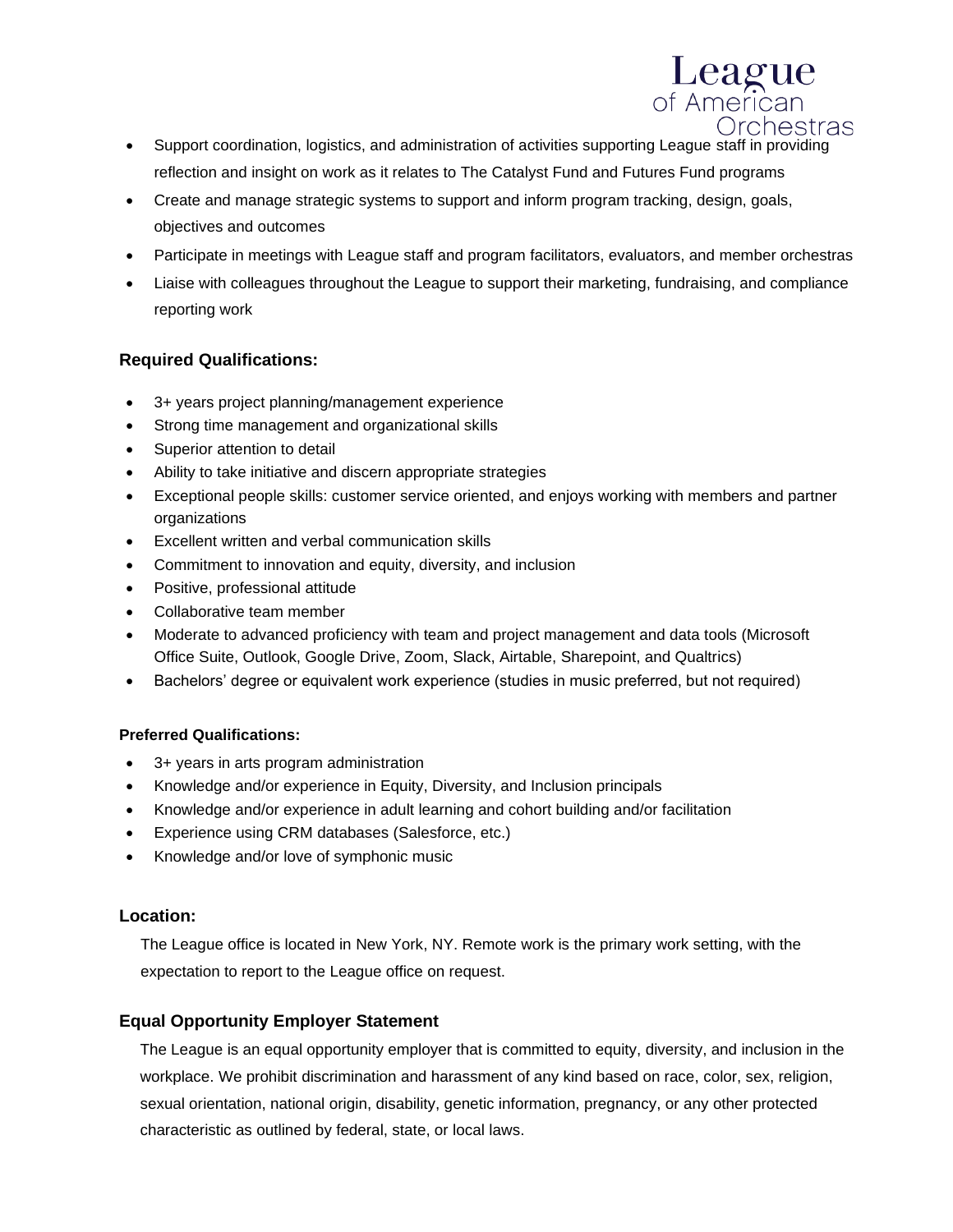- Support coordination, logistics, and administration of activities supporting League staff in providing reflection and insight on work as it relates to The Catalyst Fund and Futures Fund programs
- Create and manage strategic systems to support and inform program tracking, design, goals, objectives and outcomes
- Participate in meetings with League staff and program facilitators, evaluators, and member orchestras
- Liaise with colleagues throughout the League to support their marketing, fundraising, and compliance reporting work

### Required Qualifications:

- 3+ years project planning/management experience
- Strong time management and organizational skills
- Superior attention to detail
- Ability to take initiative and discern appropriate strategies
- Exceptional people skills: customer service oriented, and enjoys working with members and partner organizations
- Excellent written and verbal communication skills
- Commitment to innovation and equity, diversity, and inclusion
- Positive, professional attitude
- Collaborative team member
- Moderate to advanced proficiency with team and project management and data tools (Microsoft Office Suite, Outlook, Google Drive, Zoom, Slack, Airtable, Sharepoint, and Qualtrics)
- Bachelors' degree or equivalent work experience (studies in music preferred, but not required)

**Preferred Qualifications:**

- 3+ years in arts program administration
- Knowledge and/or experience in Equity, Diversity, and Inclusion principals
- Knowledge and/or experience in adult learning and cohort building and/or facilitation
- Experience using CRM databases (Salesforce, etc.)
- Knowledge and/or love of symphonic music

### Location:

The League office is located in New York, NY. Remote work is the primary work setting, with the expectation to report to the League office on request.

### Equal Opportunity Employer Statement

The League is an equal opportunity employer that is committed to equity, diversity, and inclusion in the workplace. We prohibit discrimination and harassment of any kind based on race, color, sex, religion, sexual orientation, national origin, disability, genetic information, pregnancy, or any other protected characteristic as outlined by federal, state, or local laws.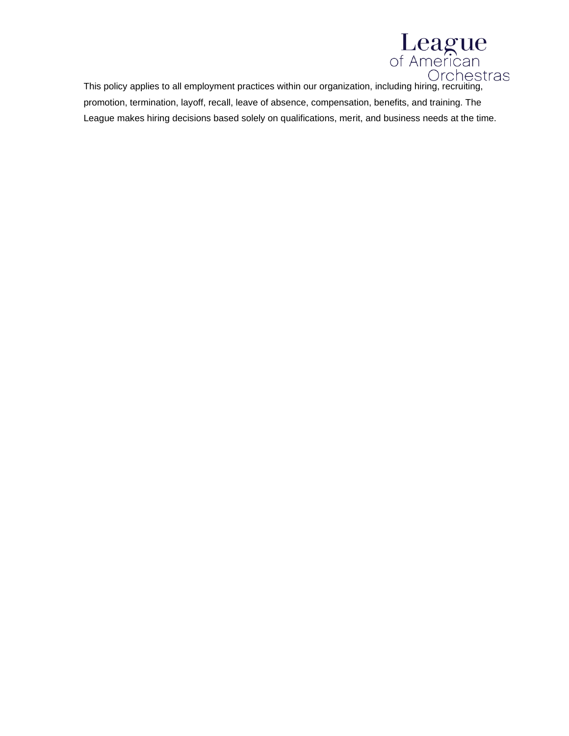This policy applies to all employment practices within our organization, including hiring, recruiting, promotion, termination, layoff, recall, leave of absence, compensation, benefits, and training. The League makes hiring decisions based solely on qualifications, merit, and business needs at the time.